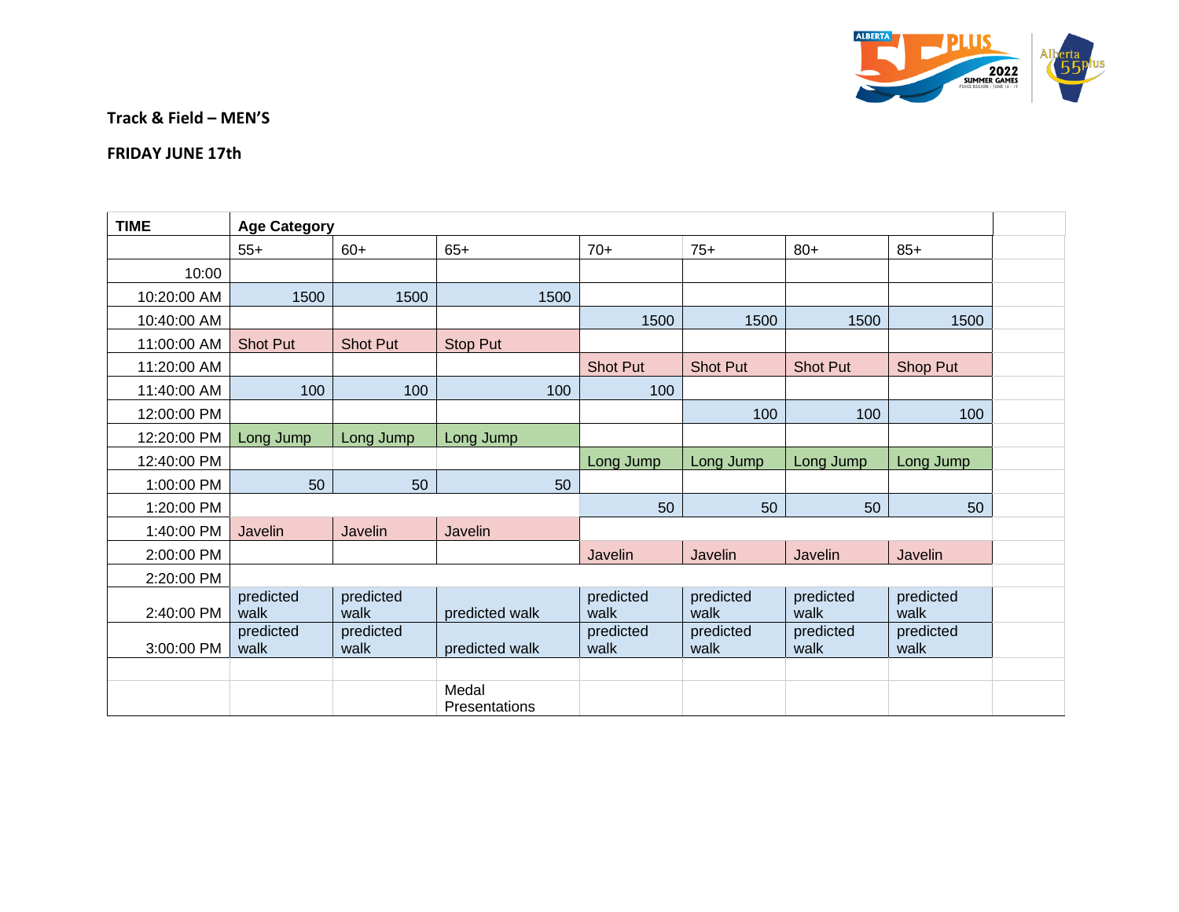**Track & Field – MEN'S**

**FRIDAY JUNE 17th**

| TIME | Age Category | | | | | | |
|---|---|---|---|---|---|---|---|
| | 55+ | 60+ | 65+ | 70+ | 75+ | 80+ | 85+ |
| 10:00 | | | | | | | |
| 10:20:00 AM | 1500 | 1500 | 1500 | | | | |
| 10:40:00 AM | | | | 1500 | 1500 | 1500 | 1500 |
| 11:00:00 AM | Shot Put | Shot Put | Stop Put | | | | |
| 11:20:00 AM | | | | Shot Put | Shot Put | Shot Put | Shop Put |
| 11:40:00 AM | 100 | 100 | 100 | 100 | | | |
| 12:00:00 PM | | | | | 100 | 100 | 100 |
| 12:20:00 PM | Long Jump | Long Jump | Long Jump | | | | |
| 12:40:00 PM | | | | Long Jump | Long Jump | Long Jump | Long Jump |
| 1:00:00 PM | 50 | 50 | 50 | | | | |
| 1:20:00 PM | | | | 50 | 50 | 50 | 50 |
| 1:40:00 PM | Javelin | Javelin | Javelin | | | | |
| 2:00:00 PM | | | | Javelin | Javelin | Javelin | Javelin |
| 2:20:00 PM | | | | | | | |
| 2:40:00 PM | predicted walk | predicted walk | predicted walk | predicted walk | predicted walk | predicted walk | predicted walk |
| 3:00:00 PM | predicted walk | predicted walk | predicted walk | predicted walk | predicted walk | predicted walk | predicted walk |
| | | | | | | | |
| | | | Medal Presentations | | | | |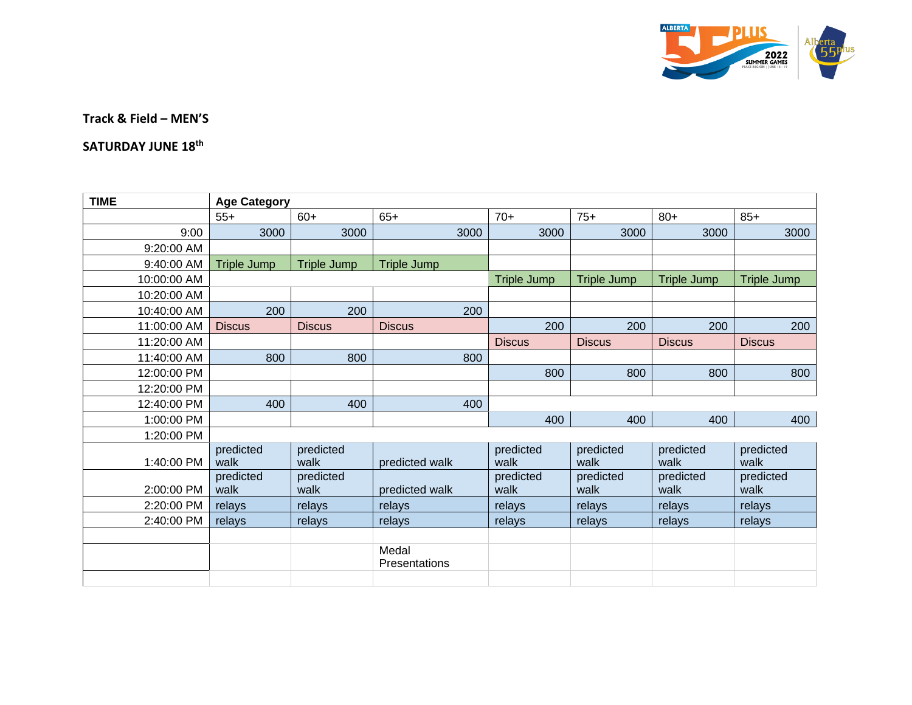**Track & Field – MEN'S**

**SATURDAY JUNE 18th**

| TIME | Age Category | | | | | | |
|---|---|---|---|---|---|---|---|
| | 55+ | 60+ | 65+ | 70+ | 75+ | 80+ | 85+ |
| 9:00 | 3000 | 3000 | 3000 | 3000 | 3000 | 3000 | 3000 |
| 9:20:00 AM | | | | | | | |
| 9:40:00 AM | Triple Jump | Triple Jump | Triple Jump | | | | |
| 10:00:00 AM | | | | Triple Jump | Triple Jump | Triple Jump | Triple Jump |
| 10:20:00 AM | | | | | | | |
| 10:40:00 AM | 200 | 200 | 200 | | | | |
| 11:00:00 AM | Discus | Discus | Discus | 200 | 200 | 200 | 200 |
| 11:20:00 AM | | | | Discus | Discus | Discus | Discus |
| 11:40:00 AM | 800 | 800 | 800 | | | | |
| 12:00:00 PM | | | | 800 | 800 | 800 | 800 |
| 12:20:00 PM | | | | | | | |
| 12:40:00 PM | 400 | 400 | 400 | | | | |
| 1:00:00 PM | | | | 400 | 400 | 400 | 400 |
| 1:20:00 PM | | | | | | | |
| 1:40:00 PM | predicted walk | predicted walk | predicted walk | predicted walk | predicted walk | predicted walk | predicted walk |
| 2:00:00 PM | predicted walk | predicted walk | predicted walk | predicted walk | predicted walk | predicted walk | predicted walk |
| 2:20:00 PM | relays | relays | relays | relays | relays | relays | relays |
| 2:40:00 PM | relays | relays | relays | relays | relays | relays | relays |
| | | | | | | | |
| | | | Medal Presentations | | | | |
| | | | | | | | |